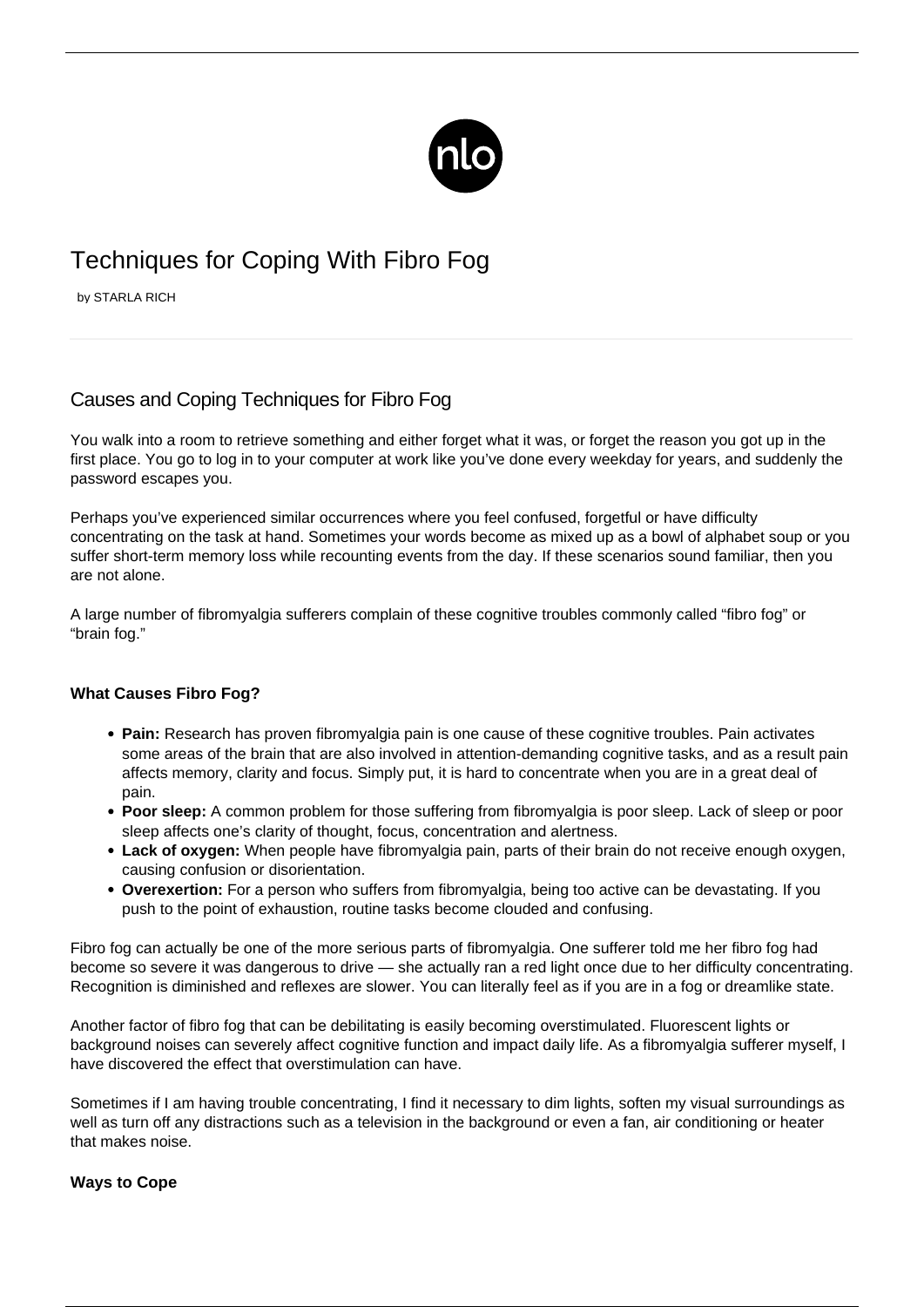# Techniques for Coping With Fibro Fog

by STARLA RICH

## Causes and Coping Techniques for Fibro Fog

You walk into a room to retrieve something and either forget what it was, or forget the reason you got up in the first place. You go to log in to your computer at work like you've done every weekday for years, and suddenly the password escapes you.

Perhaps you've experienced similar occurrences where you feel confused, forgetful or have difficulty concentrating on the task at hand. Sometimes your words become as mixed up as a bowl of alphabet soup or you suffer short-term memory loss while recounting events from the day. If these scenarios sound familiar, then you are not alone.

A large number of fibromyalgia sufferers complain of these cognitive troubles commonly called "fibro fog" or "brain fog."

**What Causes Fibro Fog?**

- **Pain:** Research has proven fibromyalgia pain is one cause of these cognitive troubles. Pain activates some areas of the brain that are also involved in attention-demanding cognitive tasks, and as a result pain affects memory, clarity and focus. Simply put, it is hard to concentrate when you are in a great deal of pain.
- **Poor sleep:** A common problem for those suffering from fibromyalgia is poor sleep. Lack of sleep or poor sleep affects one's clarity of thought, focus, concentration and alertness.
- **Lack of oxygen:** When people have fibromyalgia pain, parts of their brain do not receive enough oxygen, causing confusion or disorientation.
- **Overexertion:** For a person who suffers from fibromyalgia, being too active can be devastating. If you push to the point of exhaustion, routine tasks become clouded and confusing.

Fibro fog can actually be one of the more serious parts of fibromyalgia. One sufferer told me her fibro fog had become so severe it was dangerous to drive — she actually ran a red light once due to her difficulty concentrating. Recognition is diminished and reflexes are slower. You can literally feel as if you are in a fog or dreamlike state.

Another factor of fibro fog that can be debilitating is easily becoming overstimulated. Fluorescent lights or background noises can severely affect cognitive function and impact daily life. As a fibromyalgia sufferer myself, I have discovered the effect that overstimulation can have.

Sometimes if I am having trouble concentrating, I find it necessary to dim lights, soften my visual surroundings as well as turn off any distractions such as a television in the background or even a fan, air conditioning or heater that makes noise.

**Ways to Cope**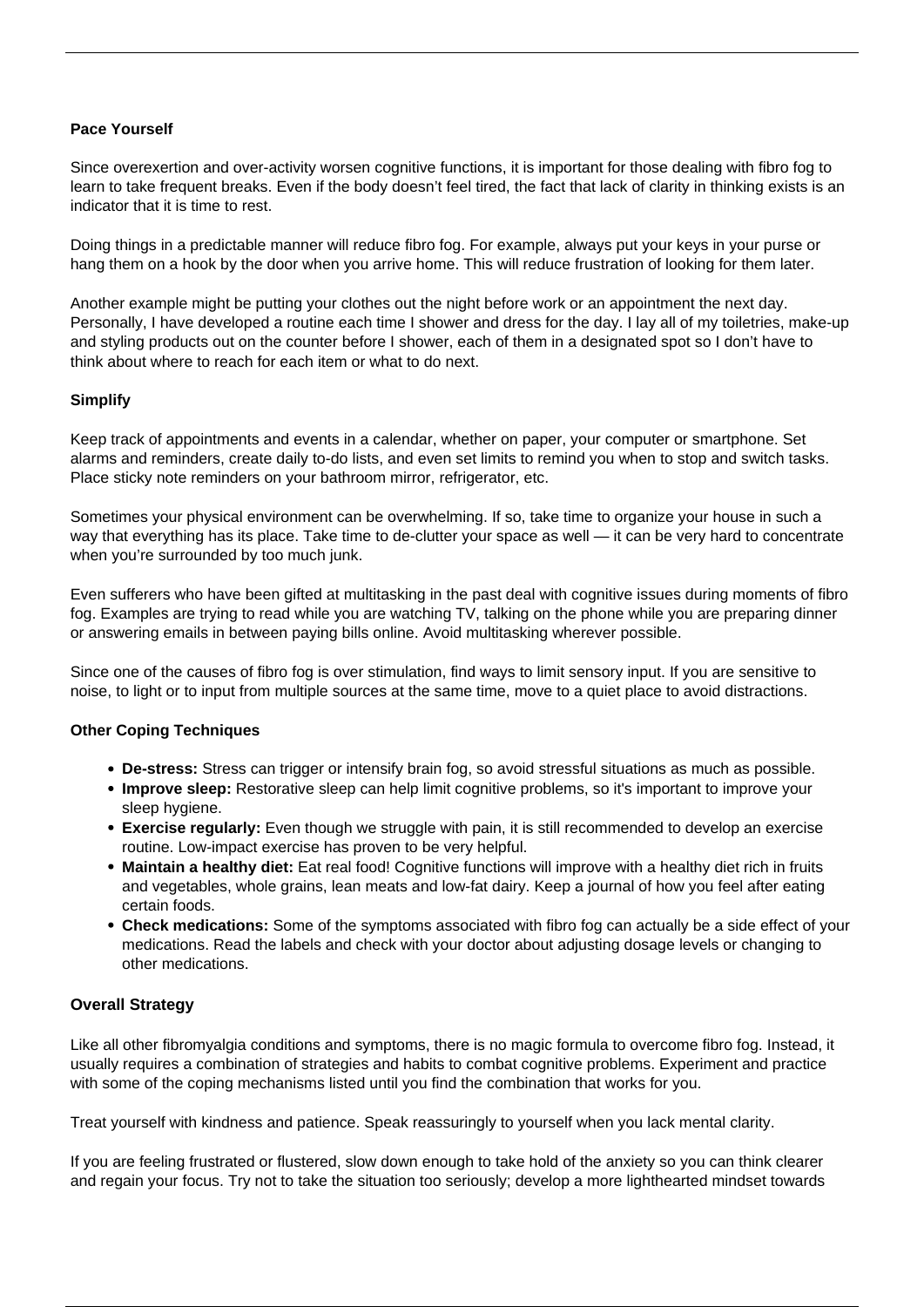**Pace Yourself**

Since overexertion and over-activity worsen cognitive functions, it is important for those dealing with fibro fog to learn to take frequent breaks. Even if the body doesn't feel tired, the fact that lack of clarity in thinking exists is an indicator that it is time to rest.

Doing things in a predictable manner will reduce fibro fog. For example, always put your keys in your purse or hang them on a hook by the door when you arrive home. This will reduce frustration of looking for them later.

Another example might be putting your clothes out the night before work or an appointment the next day. Personally, I have developed a routine each time I shower and dress for the day. I lay all of my toiletries, make-up and styling products out on the counter before I shower, each of them in a designated spot so I don't have to think about where to reach for each item or what to do next.

**Simplify**

Keep track of appointments and events in a calendar, whether on paper, your computer or smartphone. Set alarms and reminders, create daily to-do lists, and even set limits to remind you when to stop and switch tasks. Place sticky note reminders on your bathroom mirror, refrigerator, etc.

Sometimes your physical environment can be overwhelming. If so, take time to organize your house in such a way that everything has its place. Take time to de-clutter your space as well — it can be very hard to concentrate when you're surrounded by too much junk.

Even sufferers who have been gifted at multitasking in the past deal with cognitive issues during moments of fibro fog. Examples are trying to read while you are watching TV, talking on the phone while you are preparing dinner or answering emails in between paying bills online. Avoid multitasking wherever possible.

Since one of the causes of fibro fog is over stimulation, find ways to limit sensory input. If you are sensitive to noise, to light or to input from multiple sources at the same time, move to a quiet place to avoid distractions.

**Other Coping Techniques**

- **De-stress:** Stress can trigger or intensify brain fog, so avoid stressful situations as much as possible.
- **Improve sleep:** Restorative sleep can help limit cognitive problems, so it's important to improve your sleep hygiene.
- **Exercise regularly:** Even though we struggle with pain, it is still recommended to develop an exercise routine. Low-impact exercise has proven to be very helpful.
- **Maintain a healthy diet:** Eat real food! Cognitive functions will improve with a healthy diet rich in fruits and vegetables, whole grains, lean meats and low-fat dairy. Keep a journal of how you feel after eating certain foods.
- **Check medications:** Some of the symptoms associated with fibro fog can actually be a side effect of your medications. Read the labels and check with your doctor about adjusting dosage levels or changing to other medications.

**Overall Strategy**

Like all other fibromyalgia conditions and symptoms, there is no magic formula to overcome fibro fog. Instead, it usually requires a combination of strategies and habits to combat cognitive problems. Experiment and practice with some of the coping mechanisms listed until you find the combination that works for you.

Treat yourself with kindness and patience. Speak reassuringly to yourself when you lack mental clarity.

If you are feeling frustrated or flustered, slow down enough to take hold of the anxiety so you can think clearer and regain your focus. Try not to take the situation too seriously; develop a more lighthearted mindset towards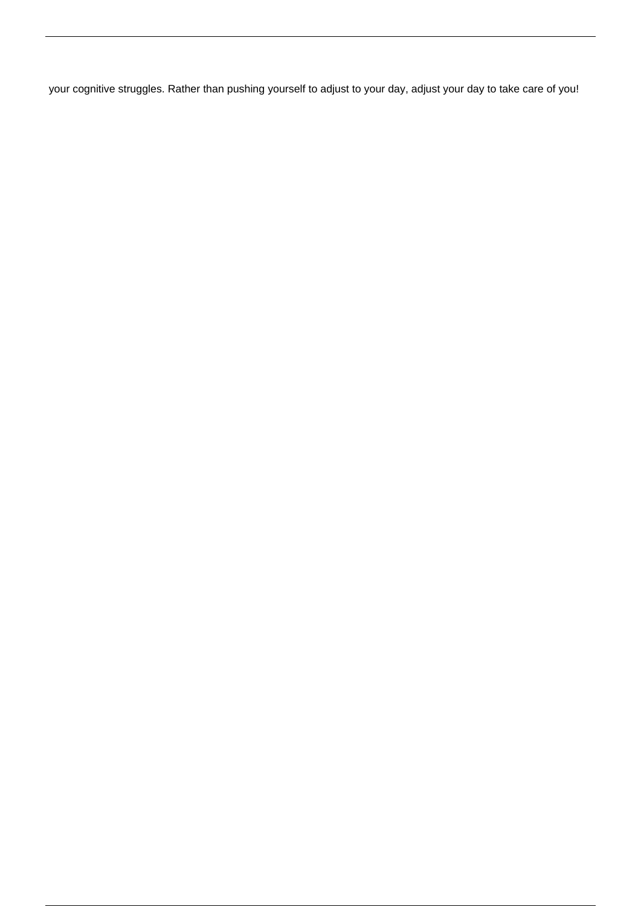your cognitive struggles. Rather than pushing yourself to adjust to your day, adjust your day to take care of you!